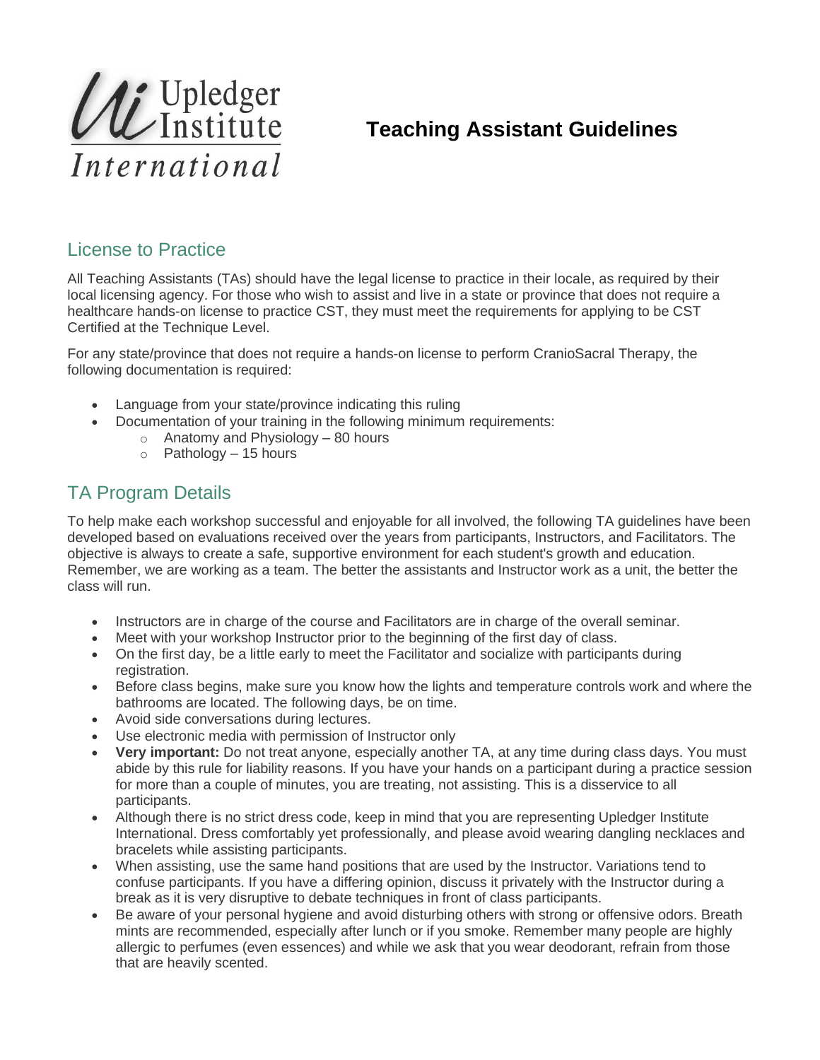Upledger Institute International

# Teaching Assistant Guidelines

## License to Practice

All Teaching Assistants (TAs) should have the legal license to practice in their locale, as required by their local licensing agency. For those who wish to assist and live in a state or province that does not require a healthcare hands-on license to practice CST, they must meet the requirements for applying to be CST Certified at the Technique Level.

For any state/province that does not require a hands-on license to perform CranioSacral Therapy, the following documentation is required:

- Language from your state/province indicating this ruling
- Documentation of your training in the following minimum requirements:
  - Anatomy and Physiology – 80 hours
  - Pathology – 15 hours

## TA Program Details

To help make each workshop successful and enjoyable for all involved, the following TA guidelines have been developed based on evaluations received over the years from participants, Instructors, and Facilitators. The objective is always to create a safe, supportive environment for each student's growth and education. Remember, we are working as a team. The better the assistants and Instructor work as a unit, the better the class will run.

- Instructors are in charge of the course and Facilitators are in charge of the overall seminar.
- Meet with your workshop Instructor prior to the beginning of the first day of class.
- On the first day, be a little early to meet the Facilitator and socialize with participants during registration.
- Before class begins, make sure you know how the lights and temperature controls work and where the bathrooms are located. The following days, be on time.
- Avoid side conversations during lectures.
- Use electronic media with permission of Instructor only
- **Very important:** Do not treat anyone, especially another TA, at any time during class days. You must abide by this rule for liability reasons. If you have your hands on a participant during a practice session for more than a couple of minutes, you are treating, not assisting. This is a disservice to all participants.
- Although there is no strict dress code, keep in mind that you are representing Upledger Institute International. Dress comfortably yet professionally, and please avoid wearing dangling necklaces and bracelets while assisting participants.
- When assisting, use the same hand positions that are used by the Instructor. Variations tend to confuse participants. If you have a differing opinion, discuss it privately with the Instructor during a break as it is very disruptive to debate techniques in front of class participants.
- Be aware of your personal hygiene and avoid disturbing others with strong or offensive odors. Breath mints are recommended, especially after lunch or if you smoke. Remember many people are highly allergic to perfumes (even essences) and while we ask that you wear deodorant, refrain from those that are heavily scented.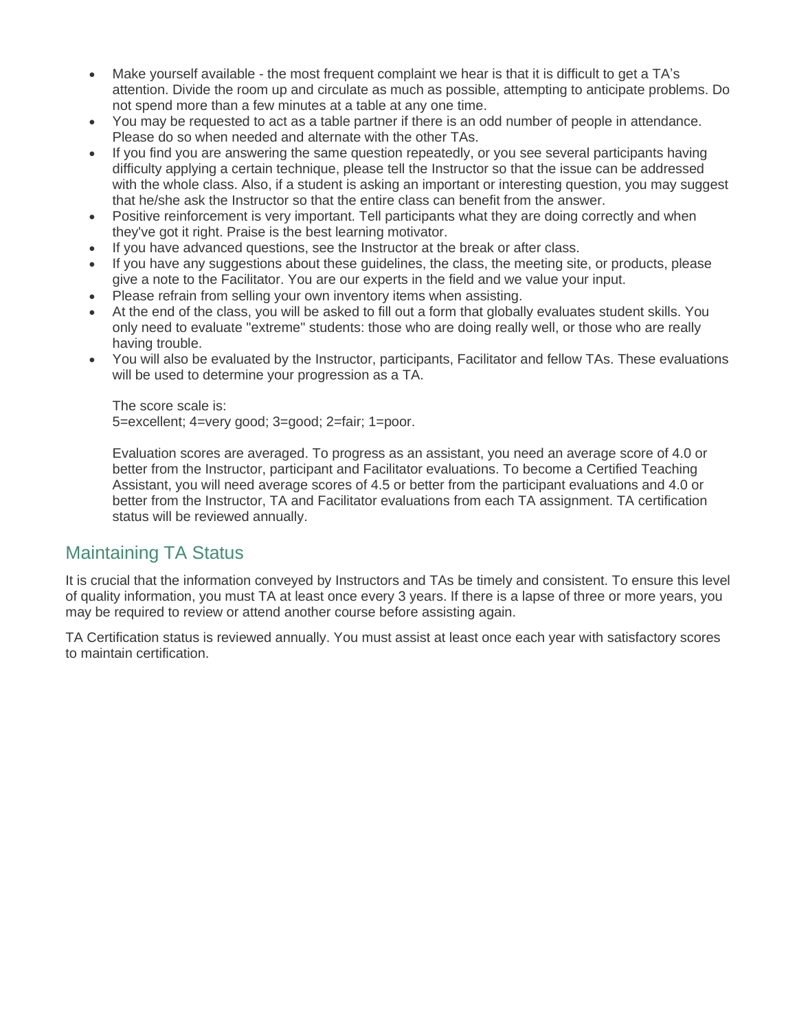- Make yourself available - the most frequent complaint we hear is that it is difficult to get a TA's attention. Divide the room up and circulate as much as possible, attempting to anticipate problems. Do not spend more than a few minutes at a table at any one time.
- You may be requested to act as a table partner if there is an odd number of people in attendance. Please do so when needed and alternate with the other TAs.
- If you find you are answering the same question repeatedly, or you see several participants having difficulty applying a certain technique, please tell the Instructor so that the issue can be addressed with the whole class. Also, if a student is asking an important or interesting question, you may suggest that he/she ask the Instructor so that the entire class can benefit from the answer.
- Positive reinforcement is very important. Tell participants what they are doing correctly and when they've got it right. Praise is the best learning motivator.
- If you have advanced questions, see the Instructor at the break or after class.
- If you have any suggestions about these guidelines, the class, the meeting site, or products, please give a note to the Facilitator. You are our experts in the field and we value your input.
- Please refrain from selling your own inventory items when assisting.
- At the end of the class, you will be asked to fill out a form that globally evaluates student skills. You only need to evaluate "extreme" students: those who are doing really well, or those who are really having trouble.
- You will also be evaluated by the Instructor, participants, Facilitator and fellow TAs. These evaluations will be used to determine your progression as a TA.

  The score scale is:
  5=excellent; 4=very good; 3=good; 2=fair; 1=poor.

  Evaluation scores are averaged. To progress as an assistant, you need an average score of 4.0 or better from the Instructor, participant and Facilitator evaluations. To become a Certified Teaching Assistant, you will need average scores of 4.5 or better from the participant evaluations and 4.0 or better from the Instructor, TA and Facilitator evaluations from each TA assignment. TA certification status will be reviewed annually.

## Maintaining TA Status

It is crucial that the information conveyed by Instructors and TAs be timely and consistent. To ensure this level of quality information, you must TA at least once every 3 years. If there is a lapse of three or more years, you may be required to review or attend another course before assisting again.

TA Certification status is reviewed annually. You must assist at least once each year with satisfactory scores to maintain certification.